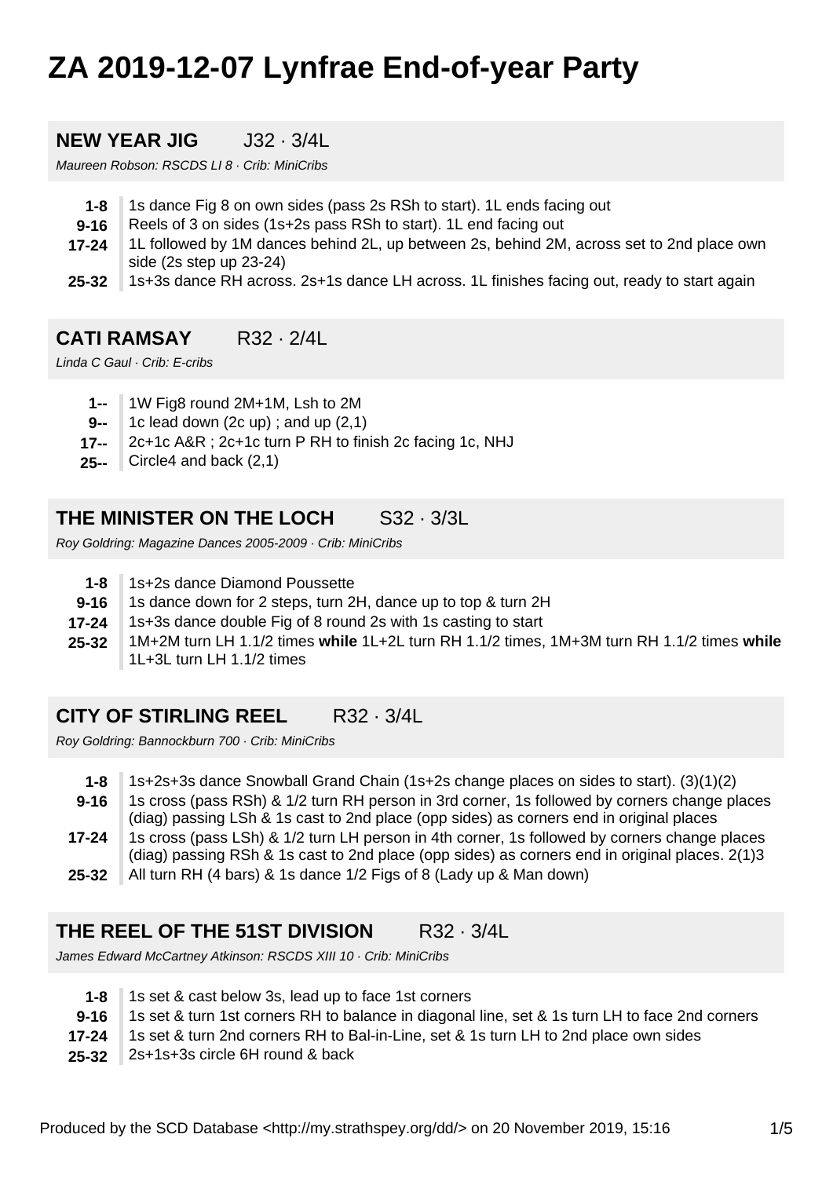# ZA 2019-12-07 Lynfrae End-of-year Party

## NEW YEAR JIG J32 · 3/4L

*Maureen Robson: RSCDS LI 8 · Crib: MiniCribs*

| | |
|---|---|
| **1-8** | 1s dance Fig 8 on own sides (pass 2s RSh to start). 1L ends facing out |
| **9-16** | Reels of 3 on sides (1s+2s pass RSh to start). 1L end facing out |
| **17-24** | 1L followed by 1M dances behind 2L, up between 2s, behind 2M, across set to 2nd place own side (2s step up 23-24) |
| **25-32** | 1s+3s dance RH across. 2s+1s dance LH across. 1L finishes facing out, ready to start again |

## CATI RAMSAY R32 · 2/4L

*Linda C Gaul · Crib: E-cribs*

| | |
|---|---|
| **1--** | 1W Fig8 round 2M+1M, Lsh to 2M |
| **9--** | 1c lead down (2c up) ; and up (2,1) |
| **17--** | 2c+1c A&R ; 2c+1c turn P RH to finish 2c facing 1c, NHJ |
| **25--** | Circle4 and back (2,1) |

## THE MINISTER ON THE LOCH S32 · 3/3L

*Roy Goldring: Magazine Dances 2005-2009 · Crib: MiniCribs*

| | |
|---|---|
| **1-8** | 1s+2s dance Diamond Poussette |
| **9-16** | 1s dance down for 2 steps, turn 2H, dance up to top & turn 2H |
| **17-24** | 1s+3s dance double Fig of 8 round 2s with 1s casting to start |
| **25-32** | 1M+2M turn LH 1.1/2 times **while** 1L+2L turn RH 1.1/2 times, 1M+3M turn RH 1.1/2 times **while** 1L+3L turn LH 1.1/2 times |

## CITY OF STIRLING REEL R32 · 3/4L

*Roy Goldring: Bannockburn 700 · Crib: MiniCribs*

| | |
|---|---|
| **1-8** | 1s+2s+3s dance Snowball Grand Chain (1s+2s change places on sides to start). (3)(1)(2) |
| **9-16** | 1s cross (pass RSh) & 1/2 turn RH person in 3rd corner, 1s followed by corners change places (diag) passing LSh & 1s cast to 2nd place (opp sides) as corners end in original places |
| **17-24** | 1s cross (pass LSh) & 1/2 turn LH person in 4th corner, 1s followed by corners change places (diag) passing RSh & 1s cast to 2nd place (opp sides) as corners end in original places. 2(1)3 |
| **25-32** | All turn RH (4 bars) & 1s dance 1/2 Figs of 8 (Lady up & Man down) |

## THE REEL OF THE 51ST DIVISION R32 · 3/4L

*James Edward McCartney Atkinson: RSCDS XIII 10 · Crib: MiniCribs*

| | |
|---|---|
| **1-8** | 1s set & cast below 3s, lead up to face 1st corners |
| **9-16** | 1s set & turn 1st corners RH to balance in diagonal line, set & 1s turn LH to face 2nd corners |
| **17-24** | 1s set & turn 2nd corners RH to Bal-in-Line, set & 1s turn LH to 2nd place own sides |
| **25-32** | 2s+1s+3s circle 6H round & back |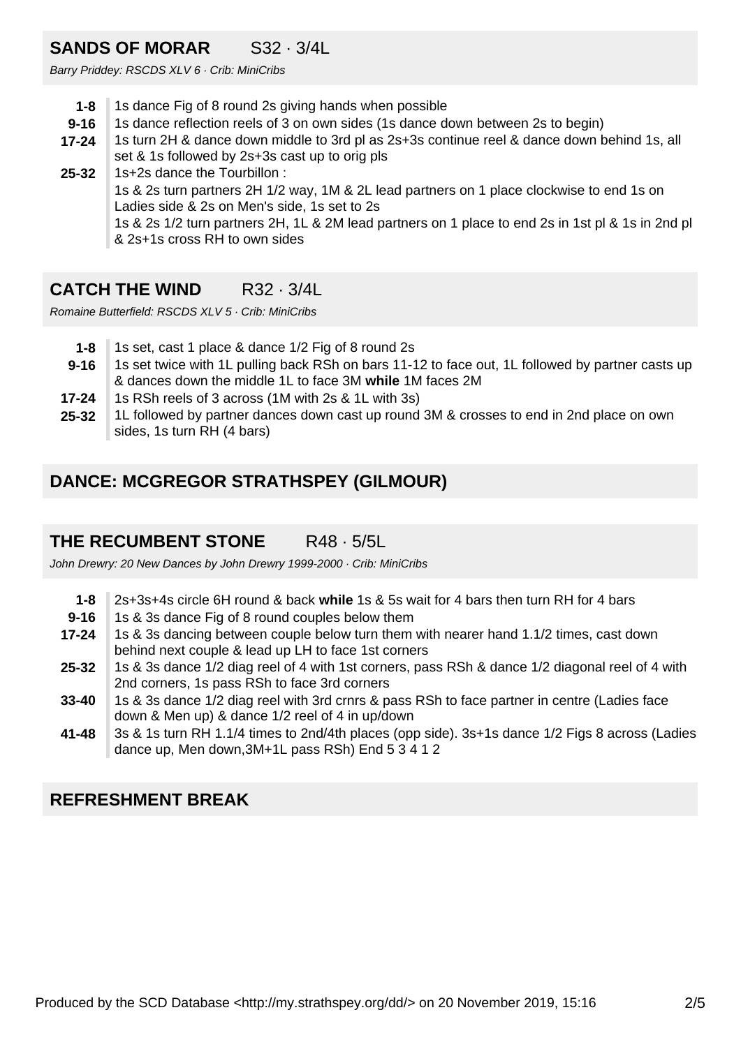## SANDS OF MORAR    S32 · 3/4L

*Barry Priddey: RSCDS XLV 6 · Crib: MiniCribs*

| | |
|---|---|
| **1-8** | 1s dance Fig of 8 round 2s giving hands when possible |
| **9-16** | 1s dance reflection reels of 3 on own sides (1s dance down between 2s to begin) |
| **17-24** | 1s turn 2H & dance down middle to 3rd pl as 2s+3s continue reel & dance down behind 1s, all set & 1s followed by 2s+3s cast up to orig pls |
| **25-32** | 1s+2s dance the Tourbillon :<br>1s & 2s turn partners 2H 1/2 way, 1M & 2L lead partners on 1 place clockwise to end 1s on Ladies side & 2s on Men's side, 1s set to 2s<br>1s & 2s 1/2 turn partners 2H, 1L & 2M lead partners on 1 place to end 2s in 1st pl & 1s in 2nd pl & 2s+1s cross RH to own sides |

## CATCH THE WIND    R32 · 3/4L

*Romaine Butterfield: RSCDS XLV 5 · Crib: MiniCribs*

| | |
|---|---|
| **1-8** | 1s set, cast 1 place & dance 1/2 Fig of 8 round 2s |
| **9-16** | 1s set twice with 1L pulling back RSh on bars 11-12 to face out, 1L followed by partner casts up & dances down the middle 1L to face 3M **while** 1M faces 2M |
| **17-24** | 1s RSh reels of 3 across (1M with 2s & 1L with 3s) |
| **25-32** | 1L followed by partner dances down cast up round 3M & crosses to end in 2nd place on own sides, 1s turn RH (4 bars) |

## DANCE: MCGREGOR STRATHSPEY (GILMOUR)

## THE RECUMBENT STONE    R48 · 5/5L

*John Drewry: 20 New Dances by John Drewry 1999-2000 · Crib: MiniCribs*

| | |
|---|---|
| **1-8** | 2s+3s+4s circle 6H round & back **while** 1s & 5s wait for 4 bars then turn RH for 4 bars |
| **9-16** | 1s & 3s dance Fig of 8 round couples below them |
| **17-24** | 1s & 3s dancing between couple below turn them with nearer hand 1.1/2 times, cast down behind next couple & lead up LH to face 1st corners |
| **25-32** | 1s & 3s dance 1/2 diag reel of 4 with 1st corners, pass RSh & dance 1/2 diagonal reel of 4 with 2nd corners, 1s pass RSh to face 3rd corners |
| **33-40** | 1s & 3s dance 1/2 diag reel with 3rd crnrs & pass RSh to face partner in centre (Ladies face down & Men up) & dance 1/2 reel of 4 in up/down |
| **41-48** | 3s & 1s turn RH 1.1/4 times to 2nd/4th places (opp side). 3s+1s dance 1/2 Figs 8 across (Ladies dance up, Men down,3M+1L pass RSh) End 5 3 4 1 2 |

## REFRESHMENT BREAK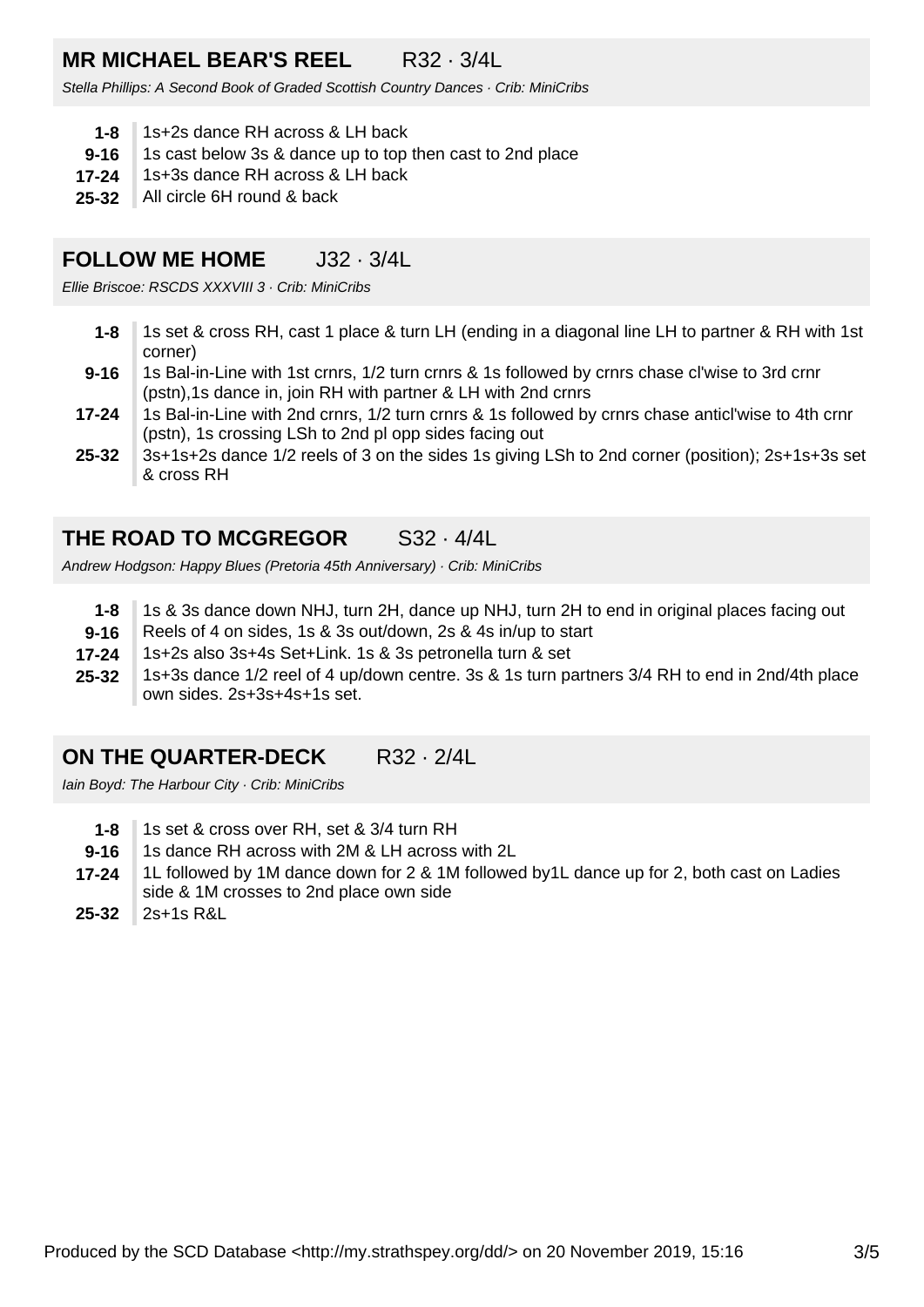## MR MICHAEL BEAR'S REEL R32 · 3/4L

*Stella Phillips: A Second Book of Graded Scottish Country Dances · Crib: MiniCribs*

- **1-8** 1s+2s dance RH across & LH back
- **9-16** 1s cast below 3s & dance up to top then cast to 2nd place
- **17-24** 1s+3s dance RH across & LH back
- **25-32** All circle 6H round & back

## FOLLOW ME HOME J32 · 3/4L

*Ellie Briscoe: RSCDS XXXVIII 3 · Crib: MiniCribs*

- **1-8** 1s set & cross RH, cast 1 place & turn LH (ending in a diagonal line LH to partner & RH with 1st corner)
- **9-16** 1s Bal-in-Line with 1st crnrs, 1/2 turn crnrs & 1s followed by crnrs chase cl'wise to 3rd crnr (pstn),1s dance in, join RH with partner & LH with 2nd crnrs
- **17-24** 1s Bal-in-Line with 2nd crnrs, 1/2 turn crnrs & 1s followed by crnrs chase anticl'wise to 4th crnr (pstn), 1s crossing LSh to 2nd pl opp sides facing out
- **25-32** 3s+1s+2s dance 1/2 reels of 3 on the sides 1s giving LSh to 2nd corner (position); 2s+1s+3s set & cross RH

## THE ROAD TO MCGREGOR S32 · 4/4L

*Andrew Hodgson: Happy Blues (Pretoria 45th Anniversary) · Crib: MiniCribs*

- **1-8** 1s & 3s dance down NHJ, turn 2H, dance up NHJ, turn 2H to end in original places facing out
- **9-16** Reels of 4 on sides, 1s & 3s out/down, 2s & 4s in/up to start
- **17-24** 1s+2s also 3s+4s Set+Link. 1s & 3s petronella turn & set
- **25-32** 1s+3s dance 1/2 reel of 4 up/down centre. 3s & 1s turn partners 3/4 RH to end in 2nd/4th place own sides. 2s+3s+4s+1s set.

## ON THE QUARTER-DECK R32 · 2/4L

*Iain Boyd: The Harbour City · Crib: MiniCribs*

- **1-8** 1s set & cross over RH, set & 3/4 turn RH
- **9-16** 1s dance RH across with 2M & LH across with 2L
- **17-24** 1L followed by 1M dance down for 2 & 1M followed by1L dance up for 2, both cast on Ladies side & 1M crosses to 2nd place own side
- **25-32** 2s+1s R&L

Produced by the SCD Database <http://my.strathspey.org/dd/> on 20 November 2019, 15:16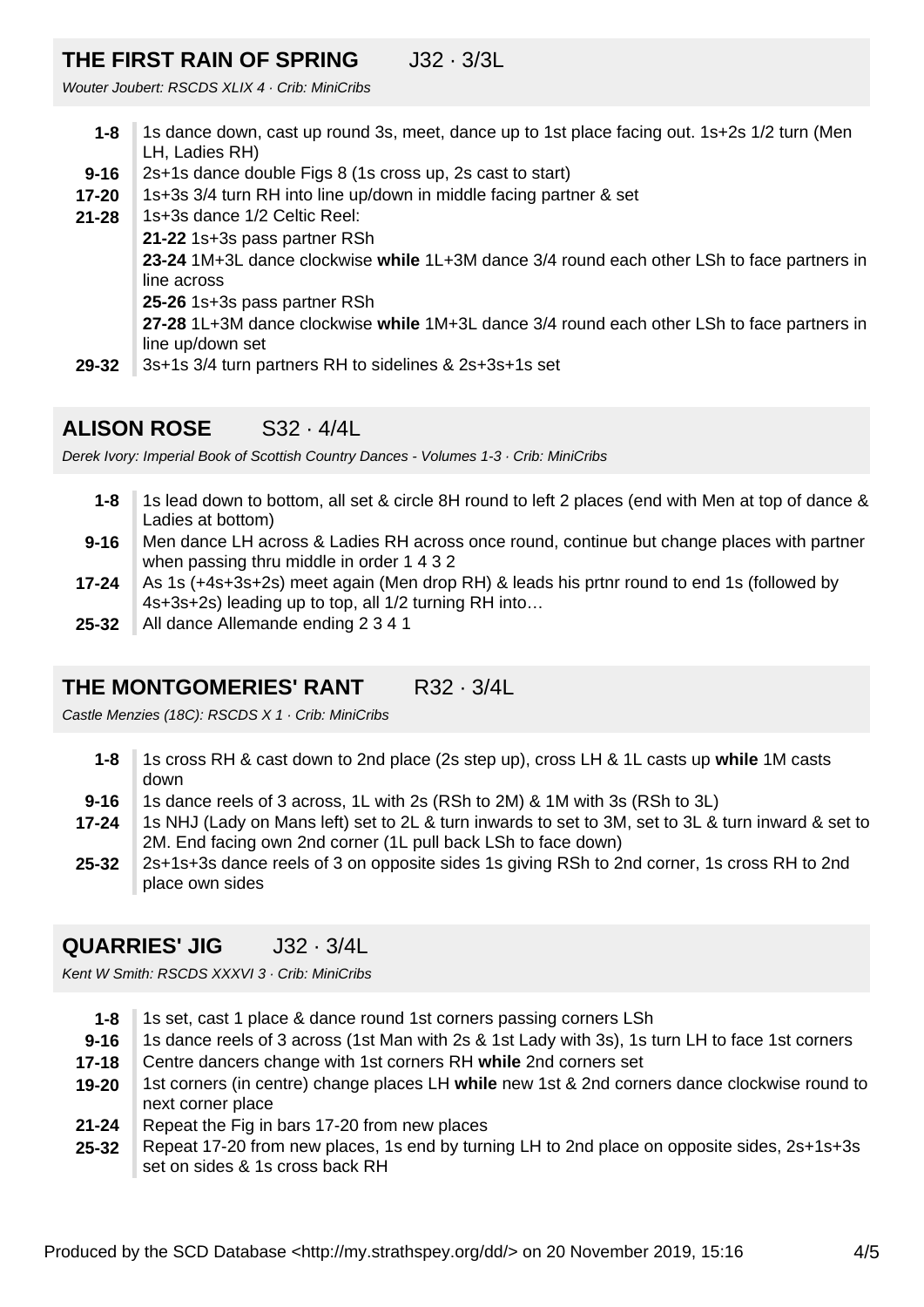## THE FIRST RAIN OF SPRING J32 · 3/3L

*Wouter Joubert: RSCDS XLIX 4 · Crib: MiniCribs*

**1-8** 1s dance down, cast up round 3s, meet, dance up to 1st place facing out. 1s+2s 1/2 turn (Men LH, Ladies RH)

**9-16** 2s+1s dance double Figs 8 (1s cross up, 2s cast to start)

**17-20** 1s+3s 3/4 turn RH into line up/down in middle facing partner & set

**21-28** 1s+3s dance 1/2 Celtic Reel:

**21-22** 1s+3s pass partner RSh

**23-24** 1M+3L dance clockwise **while** 1L+3M dance 3/4 round each other LSh to face partners in line across

**25-26** 1s+3s pass partner RSh

**27-28** 1L+3M dance clockwise **while** 1M+3L dance 3/4 round each other LSh to face partners in line up/down set

**29-32** 3s+1s 3/4 turn partners RH to sidelines & 2s+3s+1s set

## ALISON ROSE S32 · 4/4L

*Derek Ivory: Imperial Book of Scottish Country Dances - Volumes 1-3 · Crib: MiniCribs*

**1-8** 1s lead down to bottom, all set & circle 8H round to left 2 places (end with Men at top of dance & Ladies at bottom)

**9-16** Men dance LH across & Ladies RH across once round, continue but change places with partner when passing thru middle in order 1 4 3 2

**17-24** As 1s (+4s+3s+2s) meet again (Men drop RH) & leads his prtnr round to end 1s (followed by 4s+3s+2s) leading up to top, all 1/2 turning RH into…

**25-32** All dance Allemande ending 2 3 4 1

## THE MONTGOMERIES' RANT R32 · 3/4L

*Castle Menzies (18C): RSCDS X 1 · Crib: MiniCribs*

**1-8** 1s cross RH & cast down to 2nd place (2s step up), cross LH & 1L casts up **while** 1M casts down

**9-16** 1s dance reels of 3 across, 1L with 2s (RSh to 2M) & 1M with 3s (RSh to 3L)

**17-24** 1s NHJ (Lady on Mans left) set to 2L & turn inwards to set to 3M, set to 3L & turn inward & set to 2M. End facing own 2nd corner (1L pull back LSh to face down)

**25-32** 2s+1s+3s dance reels of 3 on opposite sides 1s giving RSh to 2nd corner, 1s cross RH to 2nd place own sides

## QUARRIES' JIG J32 · 3/4L

*Kent W Smith: RSCDS XXXVI 3 · Crib: MiniCribs*

**1-8** 1s set, cast 1 place & dance round 1st corners passing corners LSh

**9-16** 1s dance reels of 3 across (1st Man with 2s & 1st Lady with 3s), 1s turn LH to face 1st corners

**17-18** Centre dancers change with 1st corners RH **while** 2nd corners set

**19-20** 1st corners (in centre) change places LH **while** new 1st & 2nd corners dance clockwise round to next corner place

**21-24** Repeat the Fig in bars 17-20 from new places

**25-32** Repeat 17-20 from new places, 1s end by turning LH to 2nd place on opposite sides, 2s+1s+3s set on sides & 1s cross back RH

Produced by the SCD Database <http://my.strathspey.org/dd/> on 20 November 2019, 15:16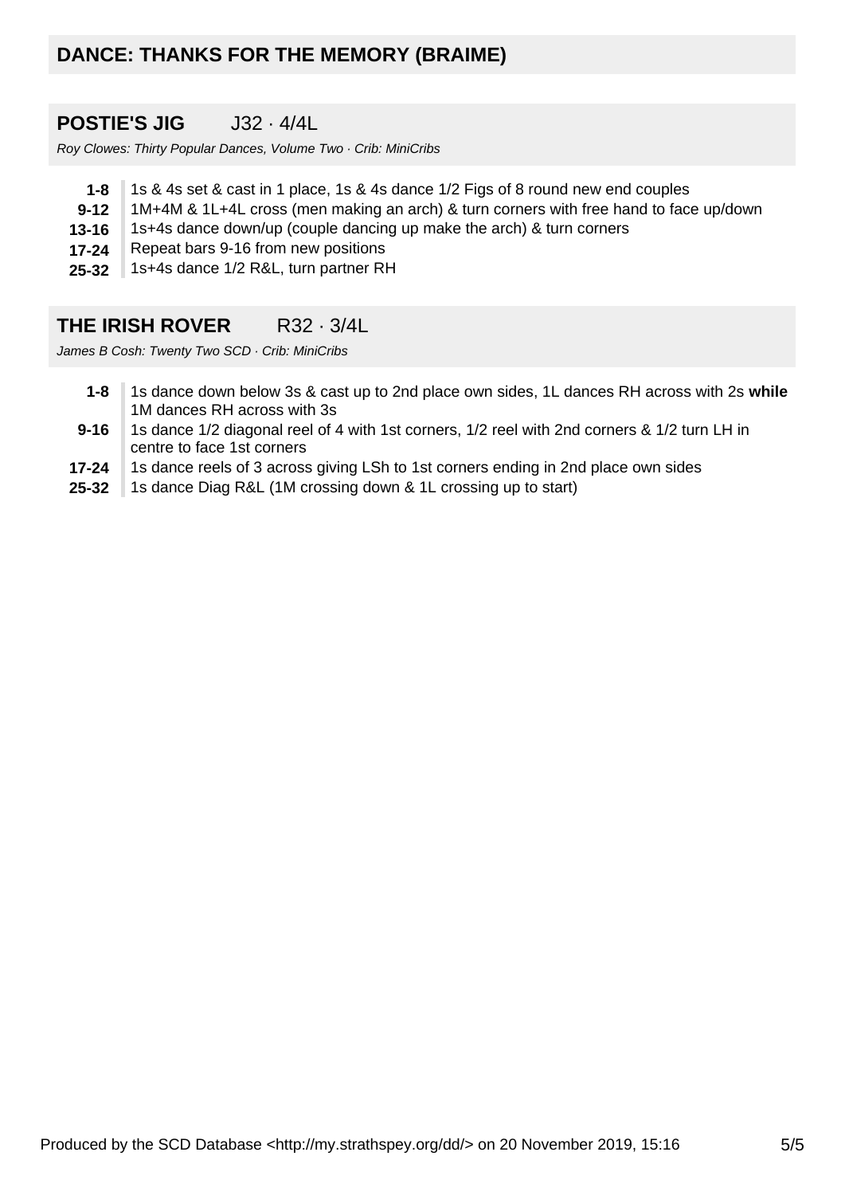## DANCE: THANKS FOR THE MEMORY (BRAIME)

### POSTIE'S JIG  J32 · 4/4L

*Roy Clowes: Thirty Popular Dances, Volume Two · Crib: MiniCribs*

| | |
|---|---|
| **1-8** | 1s & 4s set & cast in 1 place, 1s & 4s dance 1/2 Figs of 8 round new end couples |
| **9-12** | 1M+4M & 1L+4L cross (men making an arch) & turn corners with free hand to face up/down |
| **13-16** | 1s+4s dance down/up (couple dancing up make the arch) & turn corners |
| **17-24** | Repeat bars 9-16 from new positions |
| **25-32** | 1s+4s dance 1/2 R&L, turn partner RH |

### THE IRISH ROVER  R32 · 3/4L

*James B Cosh: Twenty Two SCD · Crib: MiniCribs*

| | |
|---|---|
| **1-8** | 1s dance down below 3s & cast up to 2nd place own sides, 1L dances RH across with 2s **while** 1M dances RH across with 3s |
| **9-16** | 1s dance 1/2 diagonal reel of 4 with 1st corners, 1/2 reel with 2nd corners & 1/2 turn LH in centre to face 1st corners |
| **17-24** | 1s dance reels of 3 across giving LSh to 1st corners ending in 2nd place own sides |
| **25-32** | 1s dance Diag R&L (1M crossing down & 1L crossing up to start) |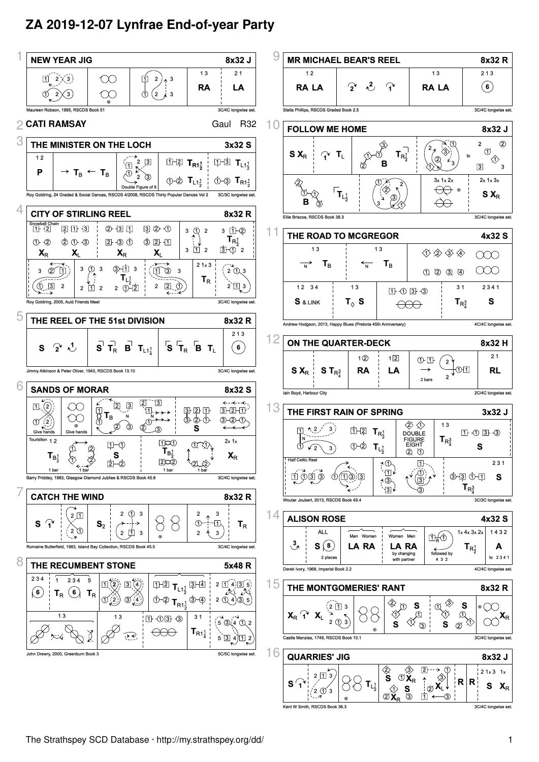# ZA 2019-12-07 Lynfrae End-of-year Party

## 1 NEW YEAR JIG — 8x32 J

13 RA | 21 LA

Maureen Robson, 1995, RSCDS Book 51 — 3C/4C longwise set.

## 2 CATI RAMSAY — Gaul R32

## 3 THE MINISTER ON THE LOCH — 3x32 S

12 P | → $T_B$ ← $T_B$ | Double Figure of 8 | 1-2 $T_{R1\frac{1}{2}}$ / 1-2 $T_{L1\frac{1}{2}}$ | 1-3 $T_{L1\frac{1}{2}}$ / 1-3 $T_{R1\frac{1}{2}}$

Roy Goldring, 24 Graded & Social Dances, RSCDS 4/2008, RSCDS Thirty Popular Dances Vol 2 — 3C/3C longwise set.

## 4 CITY OF STIRLING REEL — 8x32 R

Snowball Chain: $X_R$ $X_L$ $X_R$ $X_L$ | $T_{R\frac{1}{2}}$

$T_{L\frac{1}{2}}$ | 21x3 $T_R$

Roy Goldring, 2005, Auld Friends Meet — 3C/4C longwise set.

## 5 THE REEL OF THE 51st DIVISION — 8x32 R

S | S $T_R$ B $T_{L1\frac{1}{4}}$ | S $T_R$ B $T_L$ | 213 6

Jimmy Atkinson & Peter Oliver, 1940, RSCDS Book 13.10 — 3C/4C longwise set.

## 6 SANDS OF MORAR — 8x32 S

Give hands | Give hands | $T_B$ | S

Tourbillon 12 $T_{B\frac{1}{2}}$ (1 bar) | S | $T_{B\frac{1}{2}}$ (1 bar) | 2x 1x $X_R$

Barry Priddey, 1983, Glasgow Diamond Jubilee & RSCDS Book 45.6 — 3C/4C longwise set.

## 7 CATCH THE WIND — 8x32 R

S | $S_2$ | $T_R$

Romaine Butterfield, 1983, Island Bay Collection, RSCDS Book 45.5 — 3C/4C longwise set.

## 8 THE RECUMBENT STONE — 5x48 R

234 6 | 1 234 5 $T_R$ 6 $T_R$ | 1-2 $T_{L1\frac{1}{2}}$ 3-4 / 1-2 $T_{R1\frac{1}{2}}$ 3-4

13 | 13 | 1-1 3-3 | 31 $T_{R1\frac{1}{4}}$

John Drewry, 2000, Greenburn Book 3 — 5C/5C longwise set.

## 9 MR MICHAEL BEAR'S REEL — 8x32 R

12 RA LA | 2 1 | 13 RA LA | 213 6

Stella Phillips, RSCDS Graded Book 2.5 — 3C/4C longwise set.

## 10 FOLLOW ME HOME — 8x32 J

S $X_R$ | $T_L$ | B $T_{R\frac{1}{2}}$ | to

B $T_{L\frac{1}{2}}$ | 3x 1x 2x | 2x 1x 3x S $X_R$

Ellie Briscoe, RSCDS Book 38.3 — 3C/4C longwise set.

## 11 THE ROAD TO MCGREGOR — 4x32 S

13 $T_B$ | 13 $T_B$

12 34 S & LINK | 13 $T_\Diamond$ S | 1-1 3-3 | 31 $T_{R\frac{3}{4}}$ | 2341 S

Andrew Hodgson, 2013, Happy Blues (Pretoria 45th Anniversary) — 4C/4C longwise set.

## 12 ON THE QUARTER-DECK — 8x32 H

S $X_R$ | S $T_{R\frac{3}{4}}$ | 12 RA | 12 LA | → 2 bars | 21 RL

Iain Boyd, Harbour City — 2C/4C longwise set.

## 13 THE FIRST RAIN OF SPRING — 3x32 J

1-2 $T_{R\frac{1}{2}}$ / 1-2 $T_{L\frac{1}{2}}$ | DOUBLE FIGURE EIGHT | 13 $T_{R\frac{3}{4}}$ | 1-1 3-3 S

Half Celtic Reel | $T_{R\frac{3}{4}}$ | 231 S

Wouter Joubert, 2013, RSCDS Book 49.4 — 3C/3C longwise set.

## 14 ALISON ROSE — 4x32 S

ALL S 8 (2 places) | Men Women LA RA | Women Men LA RA by changing with partner | followed by 4 3 2 | 1x 4x 3x 2x $T_{R\frac{1}{2}}$ | 1432 A to 2341

Derek Ivory, 1968, Imperial Book 2.2 — 4C/4C longwise set.

## 15 THE MONTGOMERIES' RANT — 8x32 R

$X_R$ $X_L$ | S S | S S | $X_R$

Castle Menzies, 1749, RSCDS Book 10.1 — 3C/4C longwise set.

## 16 QUARRIES' JIG — 8x32 J

S | $T_{L\frac{1}{2}}$ | S $X_R$ S $X_R$ | $X_L$ | R R | 21x3 1x S $X_R$

Kent W Smith, RSCDS Book 36.3 — 3C/4C longwise set.

The Strathspey SCD Database · http://my.strathspey.org/dd/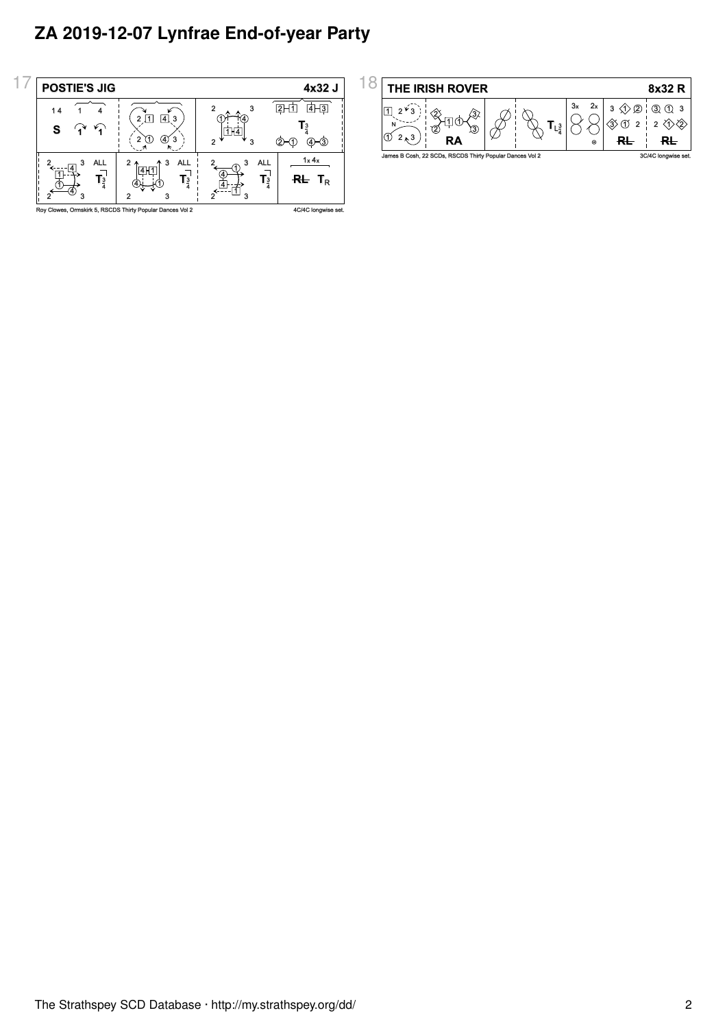# ZA 2019-12-07 Lynfrae End-of-year Party

17

**POSTIE'S JIG** — **4x32 J**

Roy Clowes, Ormskirk 5, RSCDS Thirty Popular Dances Vol 2 — 4C/4C longwise set.

18

**THE IRISH ROVER** — **8x32 R**

James B Cosh, 22 SCDs, RSCDS Thirty Popular Dances Vol 2 — 3C/4C longwise set.